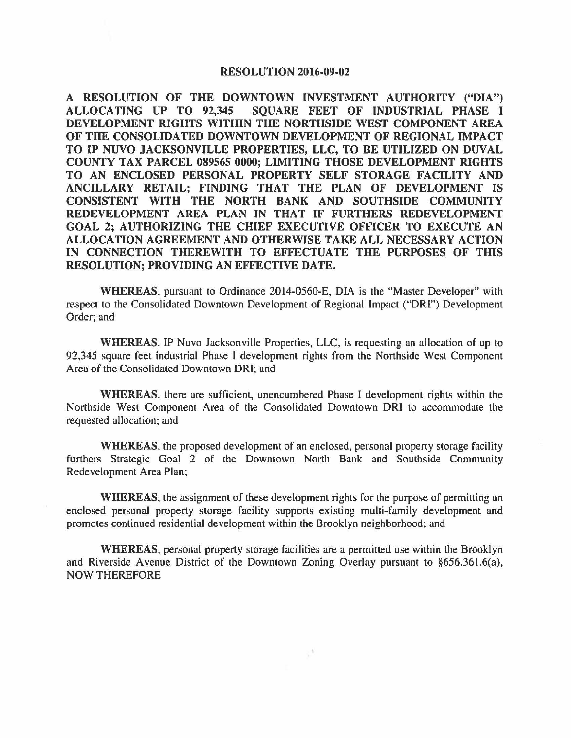# RESOLUTION 2016-09-02

**A RESOLUTION OF THE DOWNTOWN INVESTMENT AUTHORITY ("DIA") ALLOCATING UP TO 92,345 SQUARE FEET OF INDUSTRIAL PHASE I DEVELOPMENT RIGHTS WITHIN THE NORTHSIDE WEST COMPONENT AREA OF THE CONSOLIDATED DOWNTOWN DEVELOPMENT OF REGIONAL IMPACT TO IP NUVO JACKSONVILLE PROPERTIES, LLC, TO BE UTILIZED ON DUVAL COUNTY TAX PARCEL 089565 0000; LIMITING THOSE DEVELOPMENT RIGHTS TO AN ENCLOSED PERSONAL PROPERTY SELF STORAGE FACILITY AND ANCILLARY RETAIL; FINDING THAT THE PLAN OF DEVELOPMENT IS CONSISTENT WITH THE NORTH BANK AND SOUTHSIDE COMMUNITY REDEVELOPMENT AREA PLAN IN THAT IF FURTHERS REDEVELOPMENT GOAL 2; AUTHORIZING THE CHIEF EXECUTIVE OFFICER TO EXECUTE AN ALLOCATION AGREEMENT AND OTHERWISE TAKE ALL NECESSARY ACTION IN CONNECTION THEREWITH TO EFFECTUATE THE PURPOSES OF THIS RESOLUTION; PROVIDING AN EFFECTIVE DATE.**

**WHEREAS**, pursuant to Ordinance 2014-0560-E, DIA is the "Master Developer" with respect to the Consolidated Downtown Development of Regional Impact ("DRI") Development Order; and

**WHEREAS**, IP Nuvo Jacksonville Properties, LLC, is requesting an allocation of up to 92,345 square feet industrial Phase I development rights from the Northside West Component Area of the Consolidated Downtown DRI; and

**WHEREAS**, there are sufficient, unencumbered Phase I development rights within the Northside West Component Area of the Consolidated Downtown DRI to accommodate the requested allocation; and

**WHEREAS**, the proposed development of an enclosed, personal property storage facility furthers Strategic Goal 2 of the Downtown North Bank and Southside Community Redevelopment Area Plan;

**WHEREAS**, the assignment of these development rights for the purpose of permitting an enclosed personal property storage facility supports existing multi-family development and promotes continued residential development within the Brooklyn neighborhood; and

**WHEREAS**, personal property storage facilities are a permitted use within the Brooklyn and Riverside Avenue District of the Downtown Zoning Overlay pursuant to §656.361.6(a), NOW THEREFORE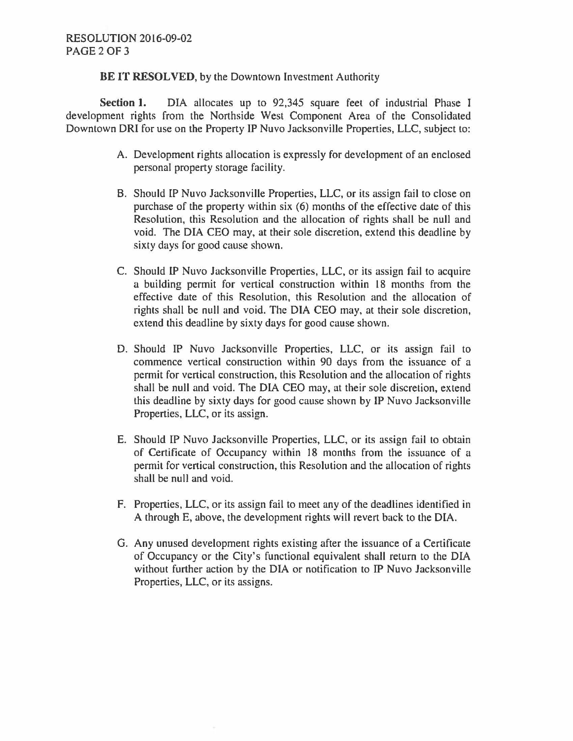**BE IT RESOLVED**, by the Downtown Investment Authority

**Section 1.** DIA allocates up to 92,345 square feet of industrial Phase I development rights from the Northside West Component Area of the Consolidated Downtown DRI for use on the Property IP Nuvo Jacksonville Properties, LLC, subject to:

A. Development rights allocation is expressly for development of an enclosed personal property storage facility.

B. Should IP Nuvo Jacksonville Properties, LLC, or its assign fail to close on purchase of the property within six (6) months of the effective date of this Resolution, this Resolution and the allocation of rights shall be null and void. The DIA CEO may, at their sole discretion, extend this deadline by sixty days for good cause shown.

C. Should IP Nuvo Jacksonville Properties, LLC, or its assign fail to acquire a building permit for vertical construction within 18 months from the effective date of this Resolution, this Resolution and the allocation of rights shall be null and void. The DIA CEO may, at their sole discretion, extend this deadline by sixty days for good cause shown.

D. Should IP Nuvo Jacksonville Properties, LLC, or its assign fail to commence vertical construction within 90 days from the issuance of a permit for vertical construction, this Resolution and the allocation of rights shall be null and void. The DIA CEO may, at their sole discretion, extend this deadline by sixty days for good cause shown by IP Nuvo Jacksonville Properties, LLC, or its assign.

E. Should IP Nuvo Jacksonville Properties, LLC, or its assign fail to obtain of Certificate of Occupancy within 18 months from the issuance of a permit for vertical construction, this Resolution and the allocation of rights shall be null and void.

F. Properties, LLC, or its assign fail to meet any of the deadlines identified in A through E, above, the development rights will revert back to the DIA.

G. Any unused development rights existing after the issuance of a Certificate of Occupancy or the City's functional equivalent shall return to the DIA without further action by the DIA or notification to IP Nuvo Jacksonville Properties, LLC, or its assigns.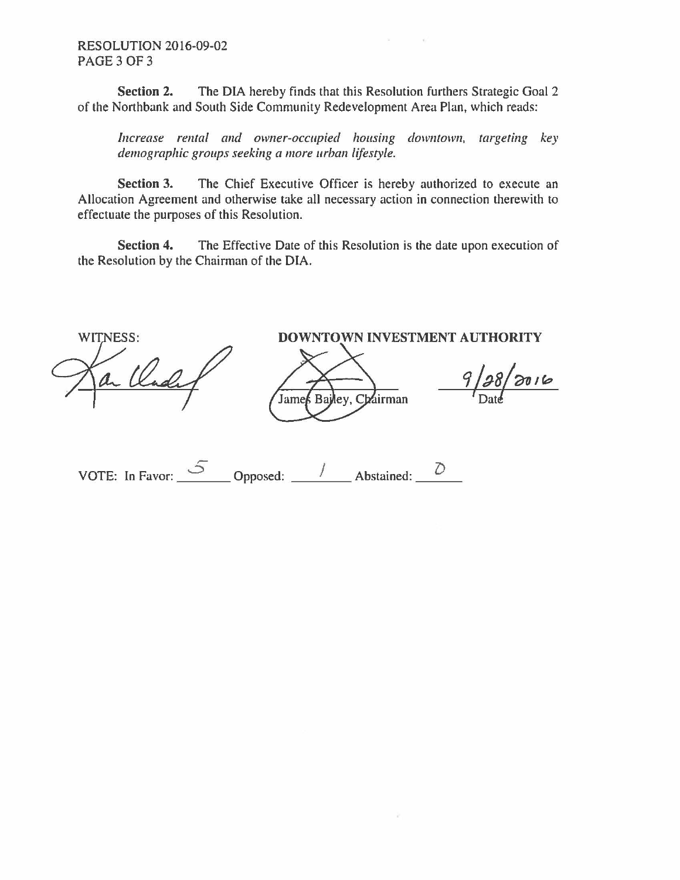**Section 2.** The DIA hereby finds that this Resolution furthers Strategic Goal 2 of the Northbank and South Side Community Redevelopment Area Plan, which reads:

> *Increase rental and owner-occupied housing downtown, targeting key demographic groups seeking a more urban lifestyle.*

**Section 3.** The Chief Executive Officer is hereby authorized to execute an Allocation Agreement and otherwise take all necessary action in connection therewith to effectuate the purposes of this Resolution.

**Section 4.** The Effective Date of this Resolution is the date upon execution of the Resolution by the Chairman of the DIA.

WITNESS:

**DOWNTOWN INVESTMENT AUTHORITY**

James Bailey, Chairman

9/28/2016
Date

VOTE: In Favor: 5 Opposed: 1 Abstained: 0